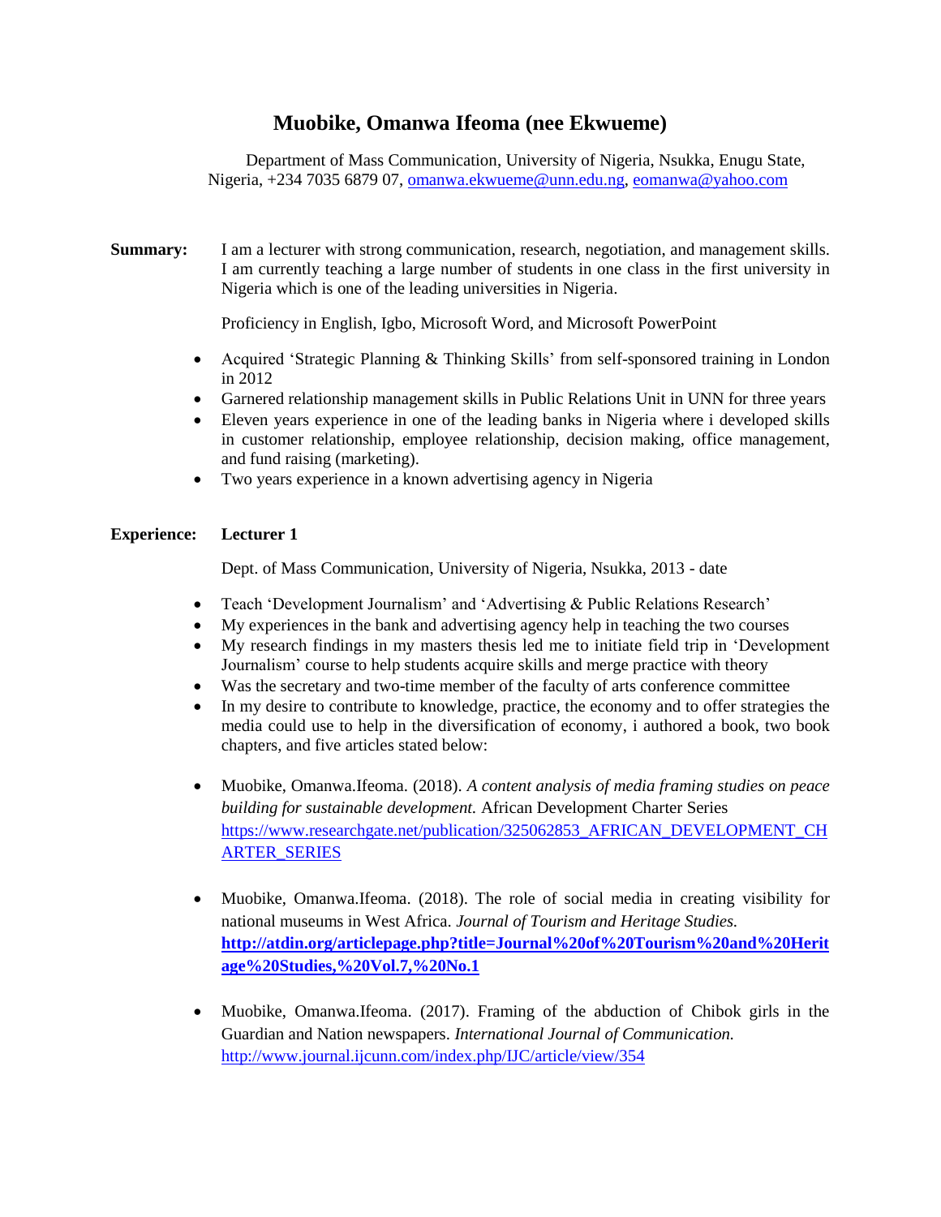# Muobike, Omanwa Ifeoma (nee Ekwueme)

Department of Mass Communication, University of Nigeria, Nsukka, Enugu State, Nigeria, +234 7035 6879 07, omanwa.ekwueme@unn.edu.ng, eomanwa@yahoo.com

**Summary:** I am a lecturer with strong communication, research, negotiation, and management skills. I am currently teaching a large number of students in one class in the first university in Nigeria which is one of the leading universities in Nigeria.

Proficiency in English, Igbo, Microsoft Word, and Microsoft PowerPoint

- Acquired 'Strategic Planning & Thinking Skills' from self-sponsored training in London in 2012
- Garnered relationship management skills in Public Relations Unit in UNN for three years
- Eleven years experience in one of the leading banks in Nigeria where i developed skills in customer relationship, employee relationship, decision making, office management, and fund raising (marketing).
- Two years experience in a known advertising agency in Nigeria

**Experience:** **Lecturer 1**

Dept. of Mass Communication, University of Nigeria, Nsukka, 2013 - date

- Teach 'Development Journalism' and 'Advertising & Public Relations Research'
- My experiences in the bank and advertising agency help in teaching the two courses
- My research findings in my masters thesis led me to initiate field trip in 'Development Journalism' course to help students acquire skills and merge practice with theory
- Was the secretary and two-time member of the faculty of arts conference committee
- In my desire to contribute to knowledge, practice, the economy and to offer strategies the media could use to help in the diversification of economy, i authored a book, two book chapters, and five articles stated below:

- Muobike, Omanwa.Ifeoma. (2018). *A content analysis of media framing studies on peace building for sustainable development.* African Development Charter Series https://www.researchgate.net/publication/325062853_AFRICAN_DEVELOPMENT_CHARTER_SERIES

- Muobike, Omanwa.Ifeoma. (2018). The role of social media in creating visibility for national museums in West Africa. *Journal of Tourism and Heritage Studies.* **http://atdin.org/articlepage.php?title=Journal%20of%20Tourism%20and%20Heritage%20Studies,%20Vol.7,%20No.1**

- Muobike, Omanwa.Ifeoma. (2017). Framing of the abduction of Chibok girls in the Guardian and Nation newspapers. *International Journal of Communication.* http://www.journal.ijcunn.com/index.php/IJC/article/view/354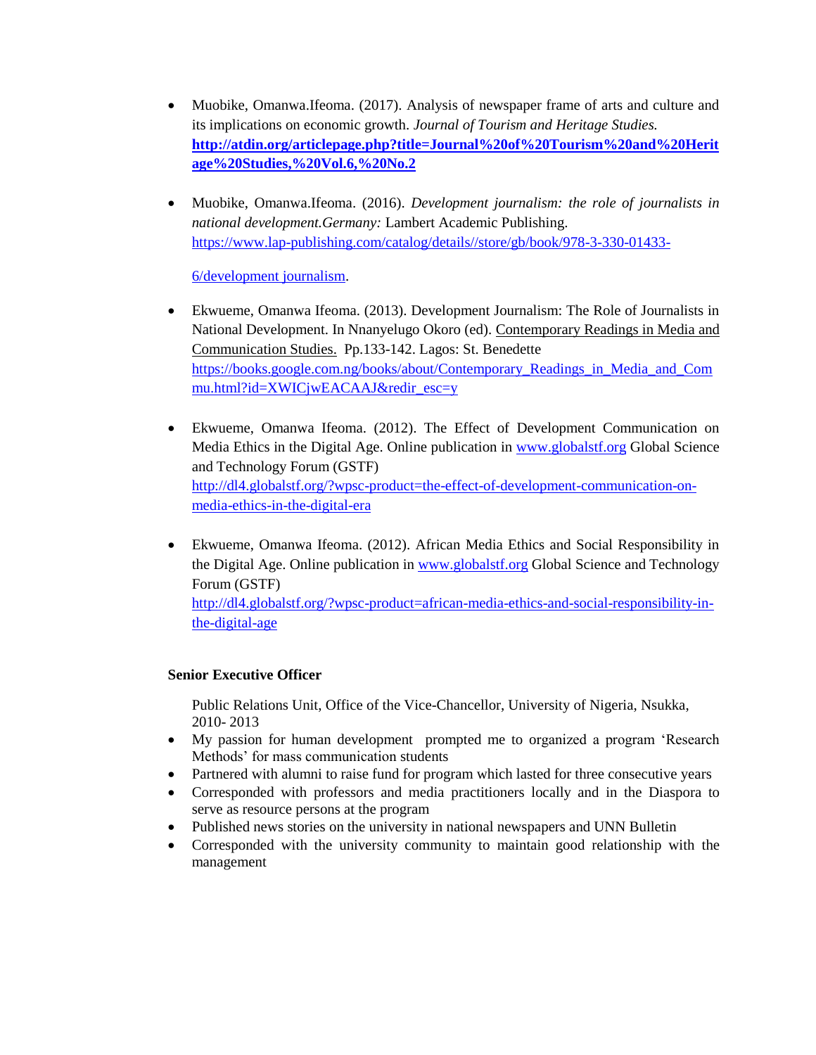- Muobike, Omanwa.Ifeoma. (2017). Analysis of newspaper frame of arts and culture and its implications on economic growth. *Journal of Tourism and Heritage Studies.* **http://atdin.org/articlepage.php?title=Journal%20of%20Tourism%20and%20Heritage%20Studies,%20Vol.6,%20No.2**

- Muobike, Omanwa.Ifeoma. (2016). *Development journalism: the role of journalists in national development.Germany:* Lambert Academic Publishing. https://www.lap-publishing.com/catalog/details//store/gb/book/978-3-330-01433-6/development journalism.

- Ekwueme, Omanwa Ifeoma. (2013). Development Journalism: The Role of Journalists in National Development. In Nnanyelugo Okoro (ed). Contemporary Readings in Media and Communication Studies. Pp.133-142. Lagos: St. Benedette https://books.google.com.ng/books/about/Contemporary_Readings_in_Media_and_Commu.html?id=XWICjwEACAAJ&redir_esc=y

- Ekwueme, Omanwa Ifeoma. (2012). The Effect of Development Communication on Media Ethics in the Digital Age. Online publication in www.globalstf.org Global Science and Technology Forum (GSTF) http://dl4.globalstf.org/?wpsc-product=the-effect-of-development-communication-on-media-ethics-in-the-digital-era

- Ekwueme, Omanwa Ifeoma. (2012). African Media Ethics and Social Responsibility in the Digital Age. Online publication in www.globalstf.org Global Science and Technology Forum (GSTF) http://dl4.globalstf.org/?wpsc-product=african-media-ethics-and-social-responsibility-in-the-digital-age

**Senior Executive Officer**

Public Relations Unit, Office of the Vice-Chancellor, University of Nigeria, Nsukka, 2010- 2013

- My passion for human development prompted me to organized a program 'Research Methods' for mass communication students
- Partnered with alumni to raise fund for program which lasted for three consecutive years
- Corresponded with professors and media practitioners locally and in the Diaspora to serve as resource persons at the program
- Published news stories on the university in national newspapers and UNN Bulletin
- Corresponded with the university community to maintain good relationship with the management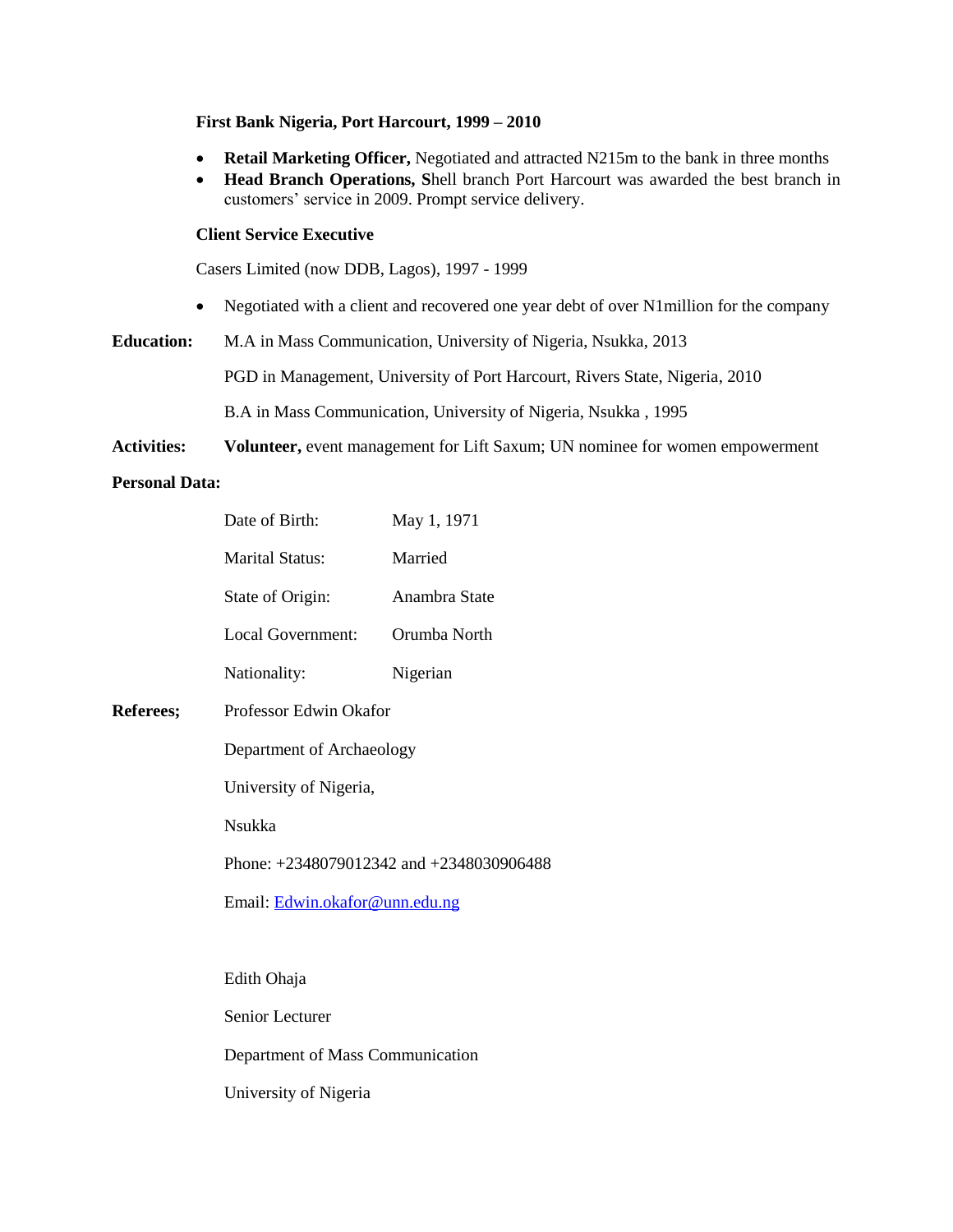**First Bank Nigeria, Port Harcourt, 1999 – 2010**

- **Retail Marketing Officer,** Negotiated and attracted N215m to the bank in three months
- **Head Branch Operations, S**hell branch Port Harcourt was awarded the best branch in customers' service in 2009. Prompt service delivery.

**Client Service Executive**

Casers Limited (now DDB, Lagos), 1997 - 1999

- Negotiated with a client and recovered one year debt of over N1million for the company

**Education:** M.A in Mass Communication, University of Nigeria, Nsukka, 2013

PGD in Management, University of Port Harcourt, Rivers State, Nigeria, 2010

B.A in Mass Communication, University of Nigeria, Nsukka , 1995

**Activities:** **Volunteer,** event management for Lift Saxum; UN nominee for women empowerment

**Personal Data:**

| | |
|---|---|
| Date of Birth: | May 1, 1971 |
| Marital Status: | Married |
| State of Origin: | Anambra State |
| Local Government: | Orumba North |
| Nationality: | Nigerian |

**Referees;** Professor Edwin Okafor

Department of Archaeology

University of Nigeria,

Nsukka

Phone: +2348079012342 and +2348030906488

Email: Edwin.okafor@unn.edu.ng

Edith Ohaja

Senior Lecturer

Department of Mass Communication

University of Nigeria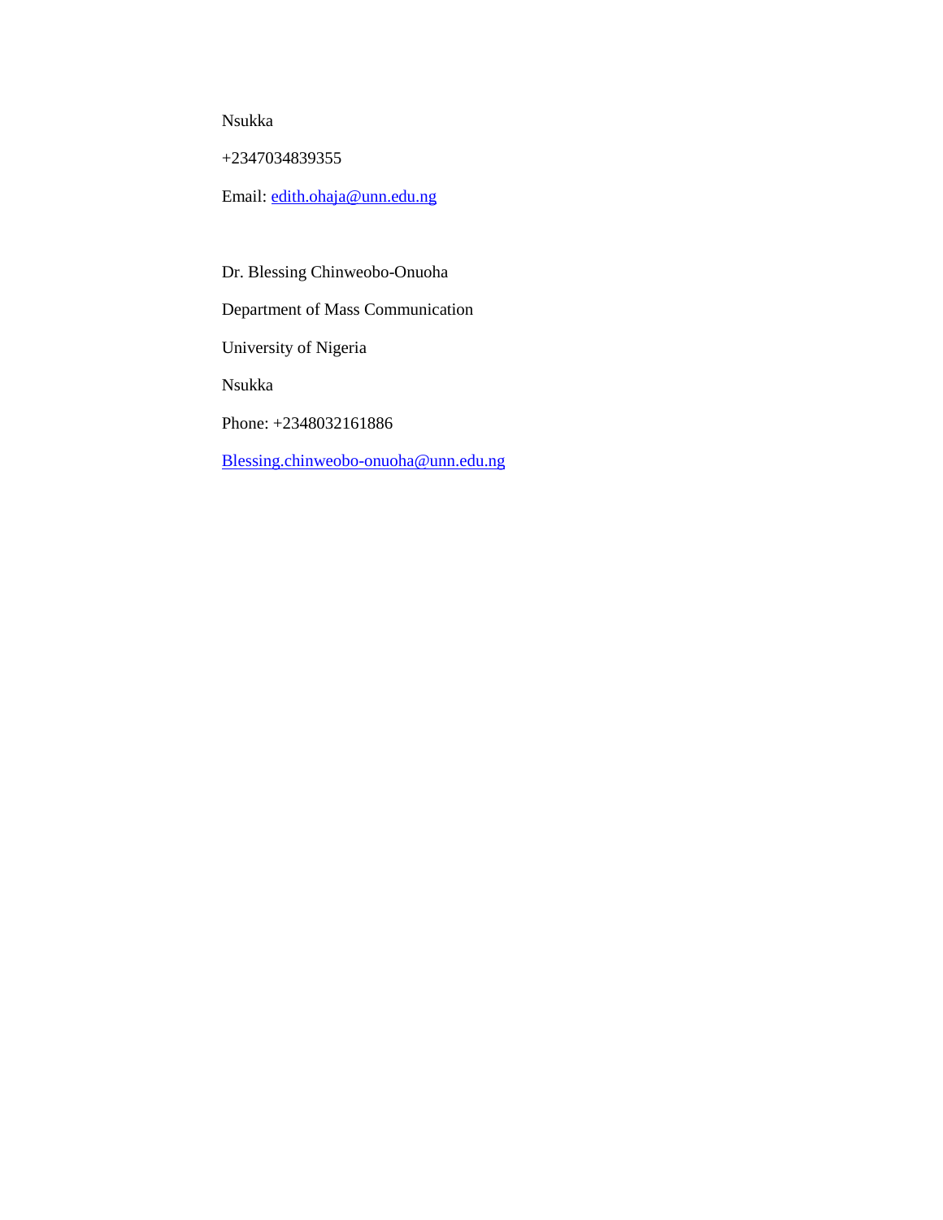Nsukka

+2347034839355

Email: edith.ohaja@unn.edu.ng

Dr. Blessing Chinweobo-Onuoha

Department of Mass Communication

University of Nigeria

Nsukka

Phone: +2348032161886

Blessing.chinweobo-onuoha@unn.edu.ng